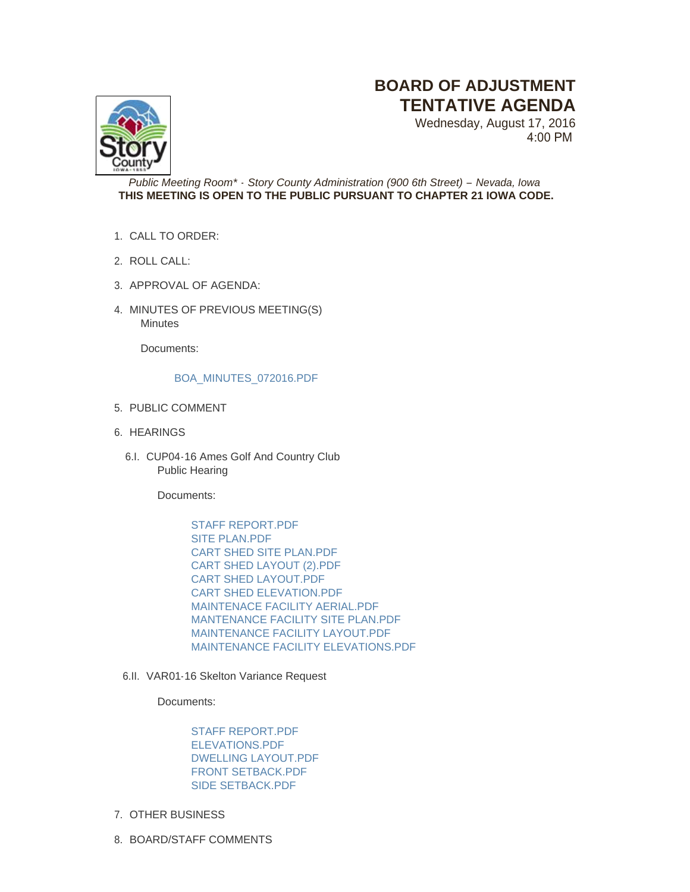# BOARD OF ADJUSTMENT
# TENTATIVE AGENDA

Wednesday, August 17, 2016
4:00 PM

*Public Meeting Room\* - Story County Administration (900 6th Street) – Nevada, Iowa*

**THIS MEETING IS OPEN TO THE PUBLIC PURSUANT TO CHAPTER 21 IOWA CODE.**

1. CALL TO ORDER:
2. ROLL CALL:
3. APPROVAL OF AGENDA:
4. MINUTES OF PREVIOUS MEETING(S)
   Minutes

   Documents:

   BOA_MINUTES_072016.PDF

5. PUBLIC COMMENT
6. HEARINGS

   6.I. CUP04-16 Ames Golf And Country Club
   Public Hearing

   Documents:

   STAFF REPORT.PDF
   SITE PLAN.PDF
   CART SHED SITE PLAN.PDF
   CART SHED LAYOUT (2).PDF
   CART SHED LAYOUT.PDF
   CART SHED ELEVATION.PDF
   MAINTENACE FACILITY AERIAL.PDF
   MANTENANCE FACILITY SITE PLAN.PDF
   MAINTENANCE FACILITY LAYOUT.PDF
   MAINTENANCE FACILITY ELEVATIONS.PDF

   6.II. VAR01-16 Skelton Variance Request

   Documents:

   STAFF REPORT.PDF
   ELEVATIONS.PDF
   DWELLING LAYOUT.PDF
   FRONT SETBACK.PDF
   SIDE SETBACK.PDF

7. OTHER BUSINESS
8. BOARD/STAFF COMMENTS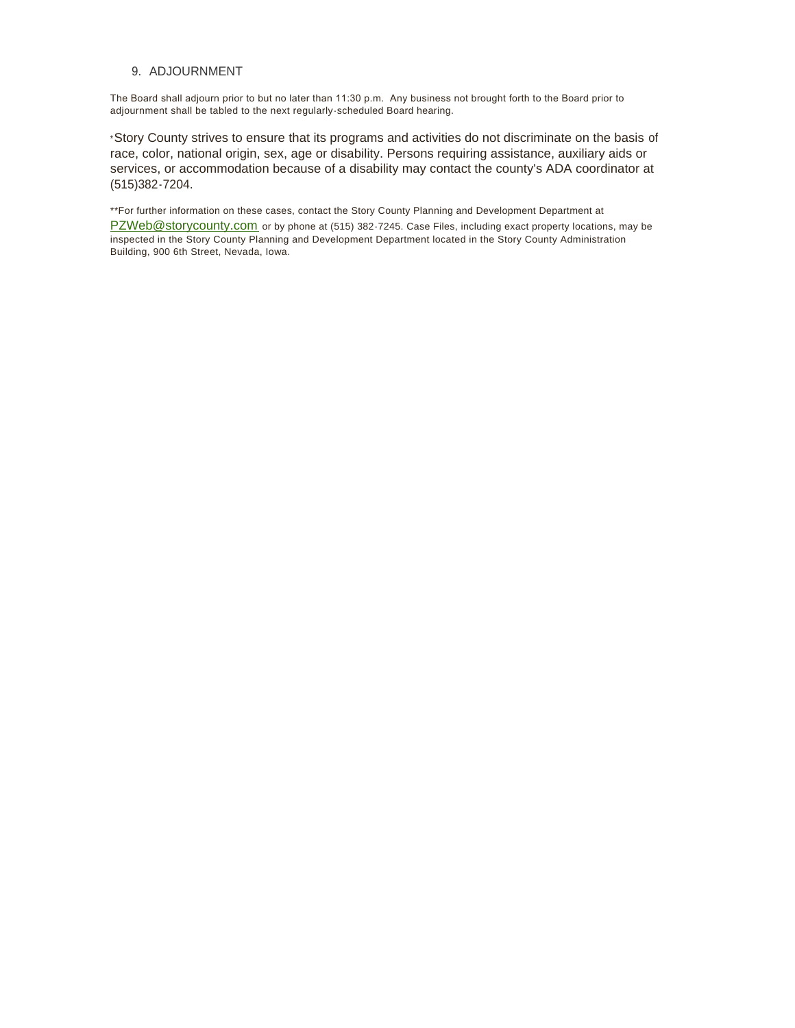9. ADJOURNMENT

The Board shall adjourn prior to but no later than 11:30 p.m. Any business not brought forth to the Board prior to adjournment shall be tabled to the next regularly-scheduled Board hearing.

*Story County strives to ensure that its programs and activities do not discriminate on the basis of race, color, national origin, sex, age or disability. Persons requiring assistance, auxiliary aids or services, or accommodation because of a disability may contact the county's ADA coordinator at (515)382-7204.

**For further information on these cases, contact the Story County Planning and Development Department at PZWeb@storycounty.com or by phone at (515) 382-7245. Case Files, including exact property locations, may be inspected in the Story County Planning and Development Department located in the Story County Administration Building, 900 6th Street, Nevada, Iowa.